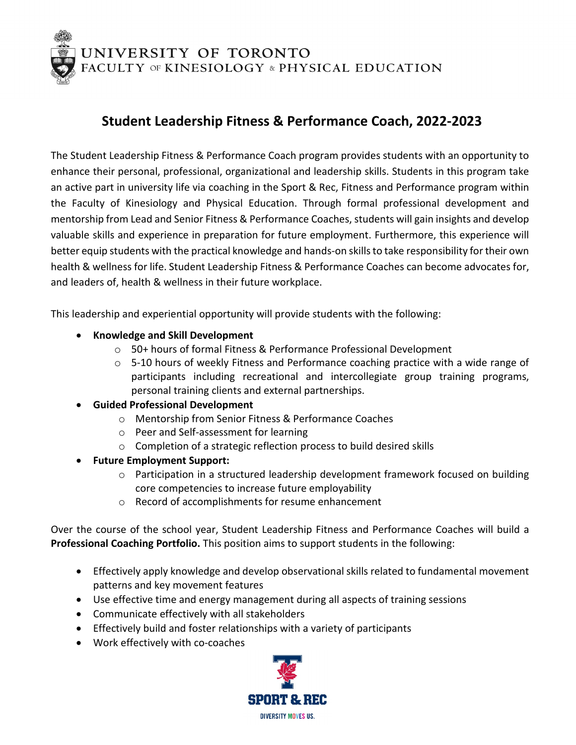UNIVERSITY OF TORONTO
FACULTY OF KINESIOLOGY & PHYSICAL EDUCATION

# Student Leadership Fitness & Performance Coach, 2022-2023

The Student Leadership Fitness & Performance Coach program provides students with an opportunity to enhance their personal, professional, organizational and leadership skills. Students in this program take an active part in university life via coaching in the Sport & Rec, Fitness and Performance program within the Faculty of Kinesiology and Physical Education. Through formal professional development and mentorship from Lead and Senior Fitness & Performance Coaches, students will gain insights and develop valuable skills and experience in preparation for future employment. Furthermore, this experience will better equip students with the practical knowledge and hands-on skills to take responsibility for their own health & wellness for life. Student Leadership Fitness & Performance Coaches can become advocates for, and leaders of, health & wellness in their future workplace.

This leadership and experiential opportunity will provide students with the following:

- **Knowledge and Skill Development**
  - 50+ hours of formal Fitness & Performance Professional Development
  - 5-10 hours of weekly Fitness and Performance coaching practice with a wide range of participants including recreational and intercollegiate group training programs, personal training clients and external partnerships.
- **Guided Professional Development**
  - Mentorship from Senior Fitness & Performance Coaches
  - Peer and Self-assessment for learning
  - Completion of a strategic reflection process to build desired skills
- **Future Employment Support:**
  - Participation in a structured leadership development framework focused on building core competencies to increase future employability
  - Record of accomplishments for resume enhancement

Over the course of the school year, Student Leadership Fitness and Performance Coaches will build a **Professional Coaching Portfolio.** This position aims to support students in the following:

- Effectively apply knowledge and develop observational skills related to fundamental movement patterns and key movement features
- Use effective time and energy management during all aspects of training sessions
- Communicate effectively with all stakeholders
- Effectively build and foster relationships with a variety of participants
- Work effectively with co-coaches

SPORT & REC
DIVERSITY MOVES US.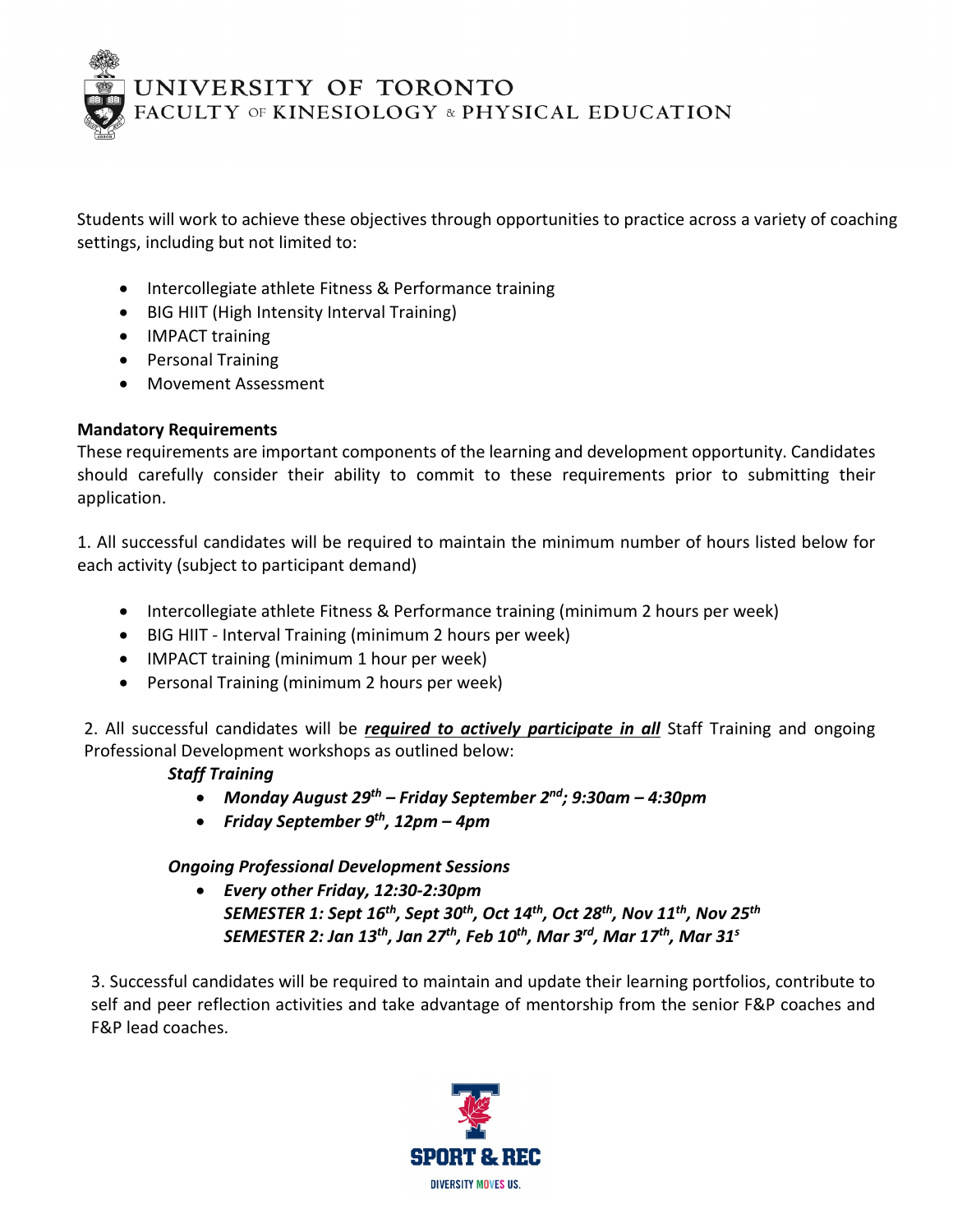Students will work to achieve these objectives through opportunities to practice across a variety of coaching settings, including but not limited to:

- Intercollegiate athlete Fitness & Performance training
- BIG HIIT (High Intensity Interval Training)
- IMPACT training
- Personal Training
- Movement Assessment

**Mandatory Requirements**

These requirements are important components of the learning and development opportunity. Candidates should carefully consider their ability to commit to these requirements prior to submitting their application.

1. All successful candidates will be required to maintain the minimum number of hours listed below for each activity (subject to participant demand)

- Intercollegiate athlete Fitness & Performance training (minimum 2 hours per week)
- BIG HIIT - Interval Training (minimum 2 hours per week)
- IMPACT training (minimum 1 hour per week)
- Personal Training (minimum 2 hours per week)

2. All successful candidates will be ***required to actively participate in all*** Staff Training and ongoing Professional Development workshops as outlined below:

***Staff Training***

- ***Monday August 29th – Friday September 2nd; 9:30am – 4:30pm***
- ***Friday September 9th, 12pm – 4pm***

***Ongoing Professional Development Sessions***

- ***Every other Friday, 12:30-2:30pm***
  ***SEMESTER 1: Sept 16th, Sept 30th, Oct 14th, Oct 28th, Nov 11th, Nov 25th***
  ***SEMESTER 2: Jan 13th, Jan 27th, Feb 10th, Mar 3rd, Mar 17th, Mar 31s***

3. Successful candidates will be required to maintain and update their learning portfolios, contribute to self and peer reflection activities and take advantage of mentorship from the senior F&P coaches and F&P lead coaches.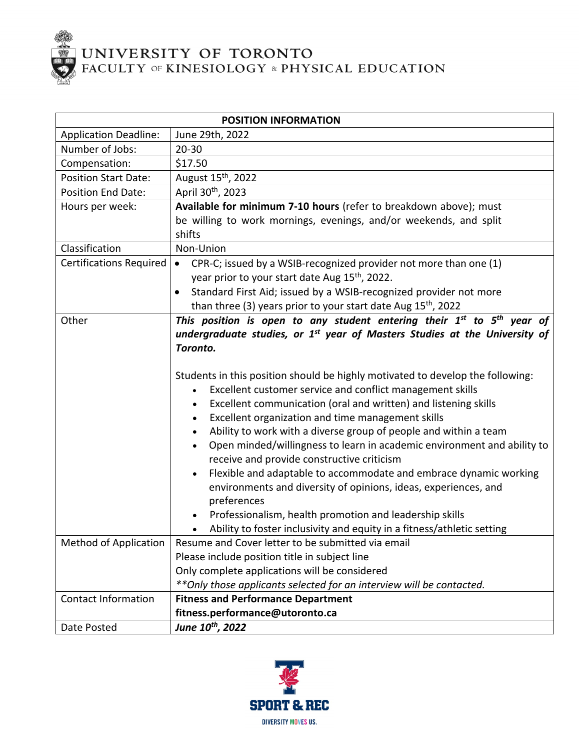UNIVERSITY OF TORONTO
FACULTY OF KINESIOLOGY & PHYSICAL EDUCATION

| POSITION INFORMATION | |
|---|---|
| Application Deadline: | June 29th, 2022 |
| Number of Jobs: | 20-30 |
| Compensation: | $17.50 |
| Position Start Date: | August 15th, 2022 |
| Position End Date: | April 30th, 2023 |
| Hours per week: | **Available for minimum 7-10 hours** (refer to breakdown above); must be willing to work mornings, evenings, and/or weekends, and split shifts |
| Classification | Non-Union |
| Certifications Required | • CPR-C; issued by a WSIB-recognized provider not more than one (1) year prior to your start date Aug 15th, 2022.<br>• Standard First Aid; issued by a WSIB-recognized provider not more than three (3) years prior to your start date Aug 15th, 2022 |
| Other | ***This position is open to any student entering their 1st to 5th year of undergraduate studies, or 1st year of Masters Studies at the University of Toronto.***<br><br>Students in this position should be highly motivated to develop the following:<br>• Excellent customer service and conflict management skills<br>• Excellent communication (oral and written) and listening skills<br>• Excellent organization and time management skills<br>• Ability to work with a diverse group of people and within a team<br>• Open minded/willingness to learn in academic environment and ability to receive and provide constructive criticism<br>• Flexible and adaptable to accommodate and embrace dynamic working environments and diversity of opinions, ideas, experiences, and preferences<br>• Professionalism, health promotion and leadership skills<br>• Ability to foster inclusivity and equity in a fitness/athletic setting |
| Method of Application | Resume and Cover letter to be submitted via email<br>Please include position title in subject line<br>Only complete applications will be considered<br>*\*\*Only those applicants selected for an interview will be contacted.* |
| Contact Information | **Fitness and Performance Department**<br>**fitness.performance@utoronto.ca** |
| Date Posted | ***June 10th, 2022*** |

SPORT & REC
DIVERSITY MOVES US.